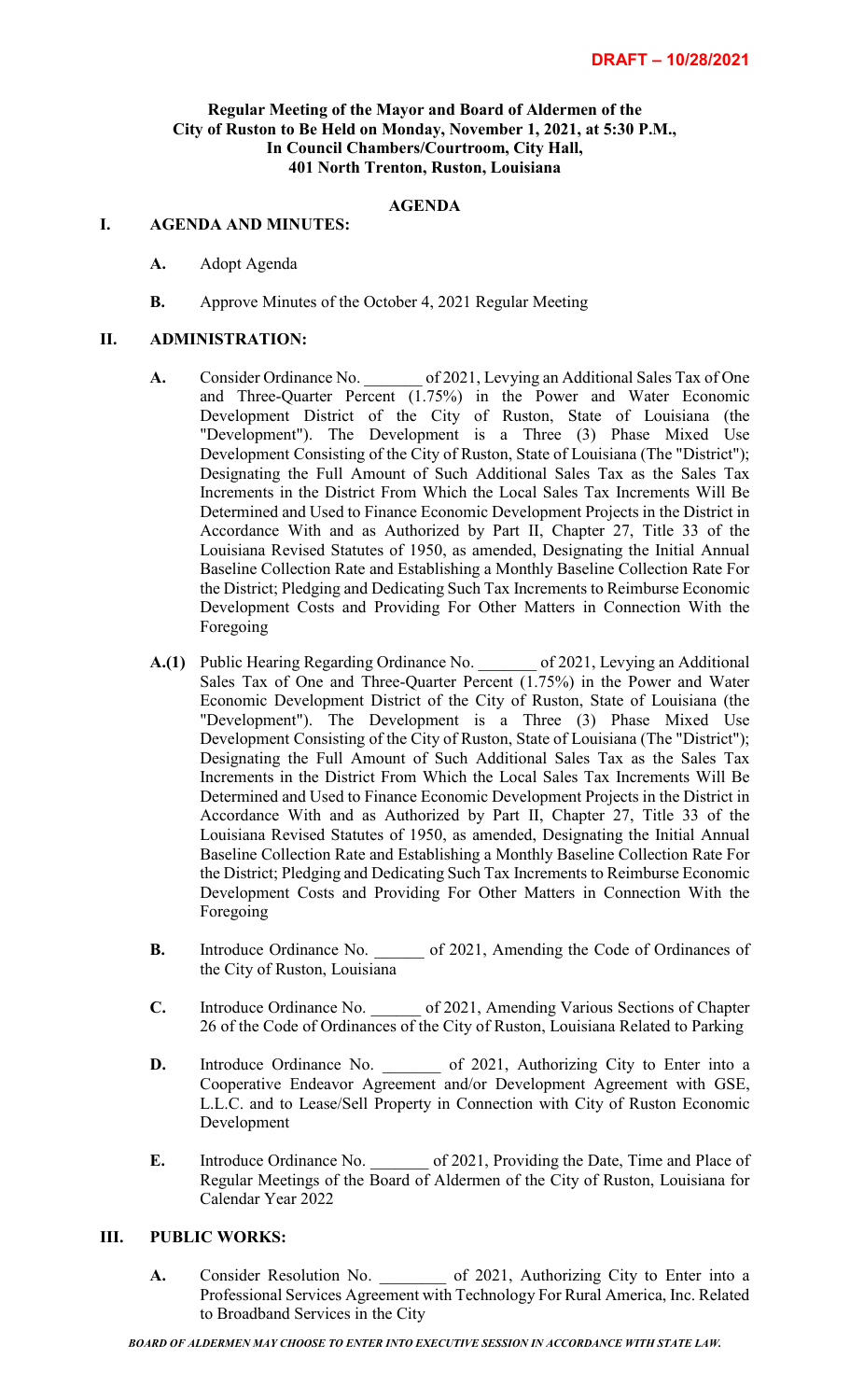**DRAFT – 10/28/2021**

**Regular Meeting of the Mayor and Board of Aldermen of the City of Ruston to Be Held on Monday, November 1, 2021, at 5:30 P.M., In Council Chambers/Courtroom, City Hall, 401 North Trenton, Ruston, Louisiana**

**AGENDA**

**I. AGENDA AND MINUTES:**

- **A.** Adopt Agenda
- **B.** Approve Minutes of the October 4, 2021 Regular Meeting

**II. ADMINISTRATION:**

- **A.** Consider Ordinance No. _______ of 2021, Levying an Additional Sales Tax of One and Three-Quarter Percent (1.75%) in the Power and Water Economic Development District of the City of Ruston, State of Louisiana (the "Development"). The Development is a Three (3) Phase Mixed Use Development Consisting of the City of Ruston, State of Louisiana (The "District"); Designating the Full Amount of Such Additional Sales Tax as the Sales Tax Increments in the District From Which the Local Sales Tax Increments Will Be Determined and Used to Finance Economic Development Projects in the District in Accordance With and as Authorized by Part II, Chapter 27, Title 33 of the Louisiana Revised Statutes of 1950, as amended, Designating the Initial Annual Baseline Collection Rate and Establishing a Monthly Baseline Collection Rate For the District; Pledging and Dedicating Such Tax Increments to Reimburse Economic Development Costs and Providing For Other Matters in Connection With the Foregoing

- **A.(1)** Public Hearing Regarding Ordinance No. _______ of 2021, Levying an Additional Sales Tax of One and Three-Quarter Percent (1.75%) in the Power and Water Economic Development District of the City of Ruston, State of Louisiana (the "Development"). The Development is a Three (3) Phase Mixed Use Development Consisting of the City of Ruston, State of Louisiana (The "District"); Designating the Full Amount of Such Additional Sales Tax as the Sales Tax Increments in the District From Which the Local Sales Tax Increments Will Be Determined and Used to Finance Economic Development Projects in the District in Accordance With and as Authorized by Part II, Chapter 27, Title 33 of the Louisiana Revised Statutes of 1950, as amended, Designating the Initial Annual Baseline Collection Rate and Establishing a Monthly Baseline Collection Rate For the District; Pledging and Dedicating Such Tax Increments to Reimburse Economic Development Costs and Providing For Other Matters in Connection With the Foregoing

- **B.** Introduce Ordinance No. ______ of 2021, Amending the Code of Ordinances of the City of Ruston, Louisiana

- **C.** Introduce Ordinance No. ______ of 2021, Amending Various Sections of Chapter 26 of the Code of Ordinances of the City of Ruston, Louisiana Related to Parking

- **D.** Introduce Ordinance No. _______ of 2021, Authorizing City to Enter into a Cooperative Endeavor Agreement and/or Development Agreement with GSE, L.L.C. and to Lease/Sell Property in Connection with City of Ruston Economic Development

- **E.** Introduce Ordinance No. _______ of 2021, Providing the Date, Time and Place of Regular Meetings of the Board of Aldermen of the City of Ruston, Louisiana for Calendar Year 2022

**III. PUBLIC WORKS:**

- **A.** Consider Resolution No. ________ of 2021, Authorizing City to Enter into a Professional Services Agreement with Technology For Rural America, Inc. Related to Broadband Services in the City

***BOARD OF ALDERMEN MAY CHOOSE TO ENTER INTO EXECUTIVE SESSION IN ACCORDANCE WITH STATE LAW.***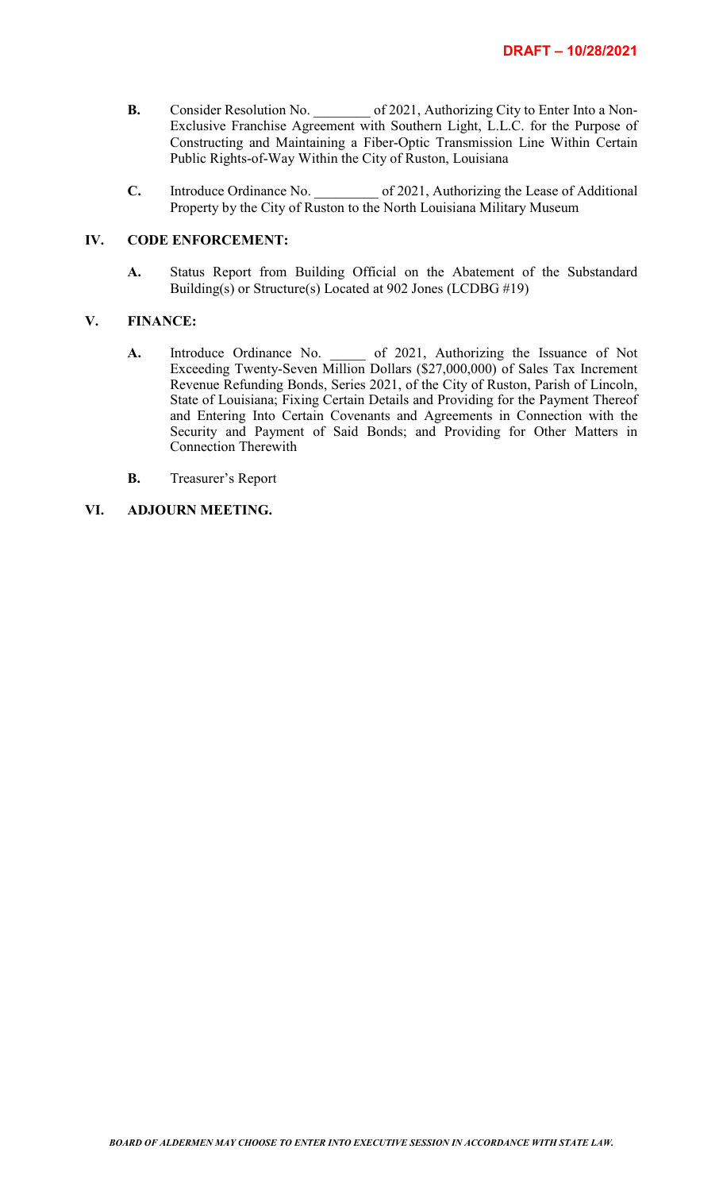**DRAFT – 10/28/2021**

B. Consider Resolution No. ________ of 2021, Authorizing City to Enter Into a Non-Exclusive Franchise Agreement with Southern Light, L.L.C. for the Purpose of Constructing and Maintaining a Fiber-Optic Transmission Line Within Certain Public Rights-of-Way Within the City of Ruston, Louisiana

C. Introduce Ordinance No. _________ of 2021, Authorizing the Lease of Additional Property by the City of Ruston to the North Louisiana Military Museum

## IV. CODE ENFORCEMENT:

A. Status Report from Building Official on the Abatement of the Substandard Building(s) or Structure(s) Located at 902 Jones (LCDBG #19)

## V. FINANCE:

A. Introduce Ordinance No. _____ of 2021, Authorizing the Issuance of Not Exceeding Twenty-Seven Million Dollars ($27,000,000) of Sales Tax Increment Revenue Refunding Bonds, Series 2021, of the City of Ruston, Parish of Lincoln, State of Louisiana; Fixing Certain Details and Providing for the Payment Thereof and Entering Into Certain Covenants and Agreements in Connection with the Security and Payment of Said Bonds; and Providing for Other Matters in Connection Therewith

B. Treasurer's Report

## VI. ADJOURN MEETING.

***BOARD OF ALDERMEN MAY CHOOSE TO ENTER INTO EXECUTIVE SESSION IN ACCORDANCE WITH STATE LAW.***